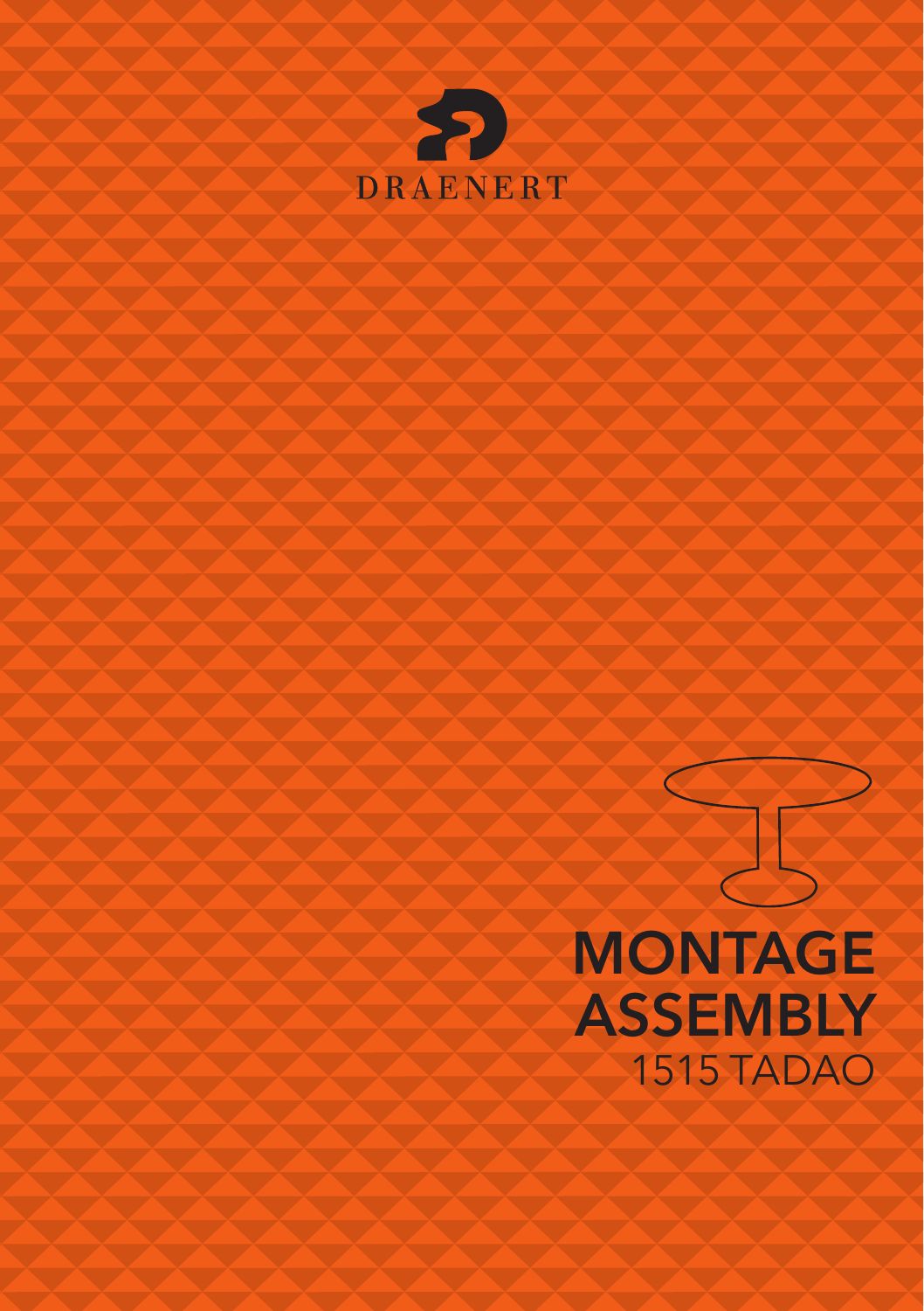DRAENERT

# MONTAGE
# ASSEMBLY
## 1515 TADAO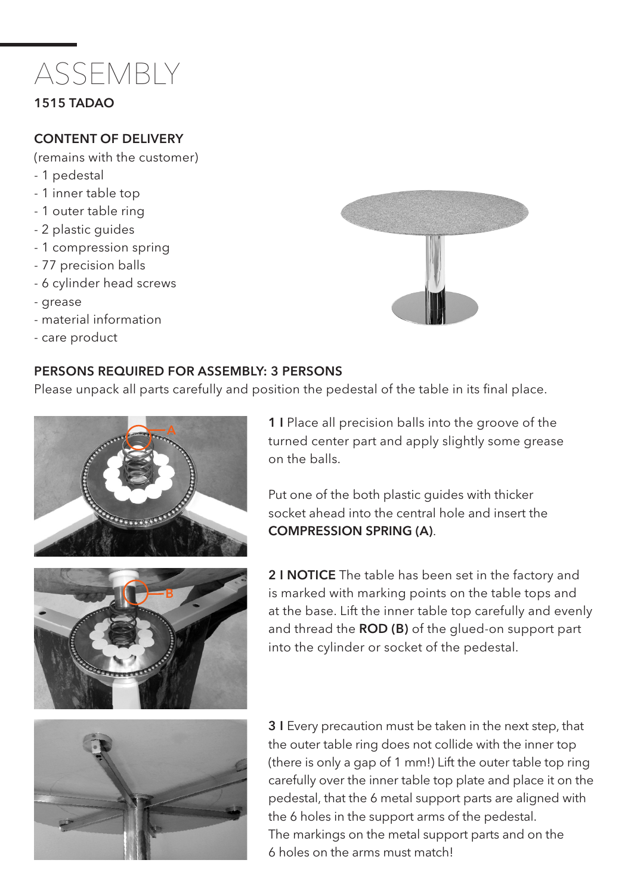# ASSEMBLY

**1515 TADAO**

**CONTENT OF DELIVERY**

(remains with the customer)

- 1 pedestal
- 1 inner table top
- 1 outer table ring
- 2 plastic guides
- 1 compression spring
- 77 precision balls
- 6 cylinder head screws
- grease
- material information
- care product

**PERSONS REQUIRED FOR ASSEMBLY: 3 PERSONS**

Please unpack all parts carefully and position the pedestal of the table in its final place.

**1 I** Place all precision balls into the groove of the turned center part and apply slightly some grease on the balls.

Put one of the both plastic guides with thicker socket ahead into the central hole and insert the **COMPRESSION SPRING (A)**.

**2 I NOTICE** The table has been set in the factory and is marked with marking points on the table tops and at the base. Lift the inner table top carefully and evenly and thread the **ROD (B)** of the glued-on support part into the cylinder or socket of the pedestal.

**3 I** Every precaution must be taken in the next step, that the outer table ring does not collide with the inner top (there is only a gap of 1 mm!) Lift the outer table top ring carefully over the inner table top plate and place it on the pedestal, that the 6 metal support parts are aligned with the 6 holes in the support arms of the pedestal.
The markings on the metal support parts and on the 6 holes on the arms must match!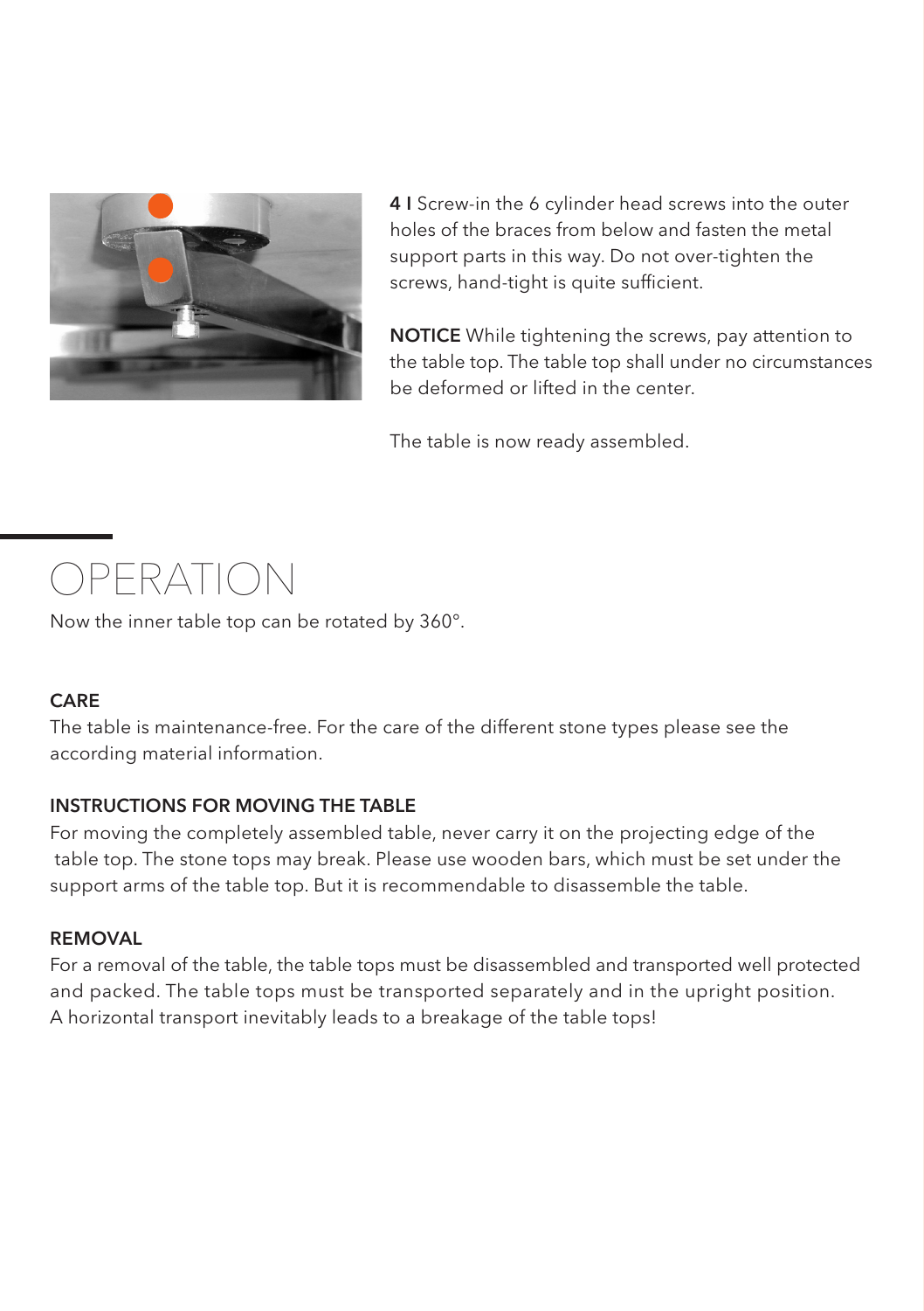**4 I** Screw-in the 6 cylinder head screws into the outer holes of the braces from below and fasten the metal support parts in this way. Do not over-tighten the screws, hand-tight is quite sufficient.

**NOTICE** While tightening the screws, pay attention to the table top. The table top shall under no circumstances be deformed or lifted in the center.

The table is now ready assembled.

# OPERATION

Now the inner table top can be rotated by 360°.

### CARE

The table is maintenance-free. For the care of the different stone types please see the according material information.

### INSTRUCTIONS FOR MOVING THE TABLE

For moving the completely assembled table, never carry it on the projecting edge of the table top. The stone tops may break. Please use wooden bars, which must be set under the support arms of the table top. But it is recommendable to disassemble the table.

### REMOVAL

For a removal of the table, the table tops must be disassembled and transported well protected and packed. The table tops must be transported separately and in the upright position. A horizontal transport inevitably leads to a breakage of the table tops!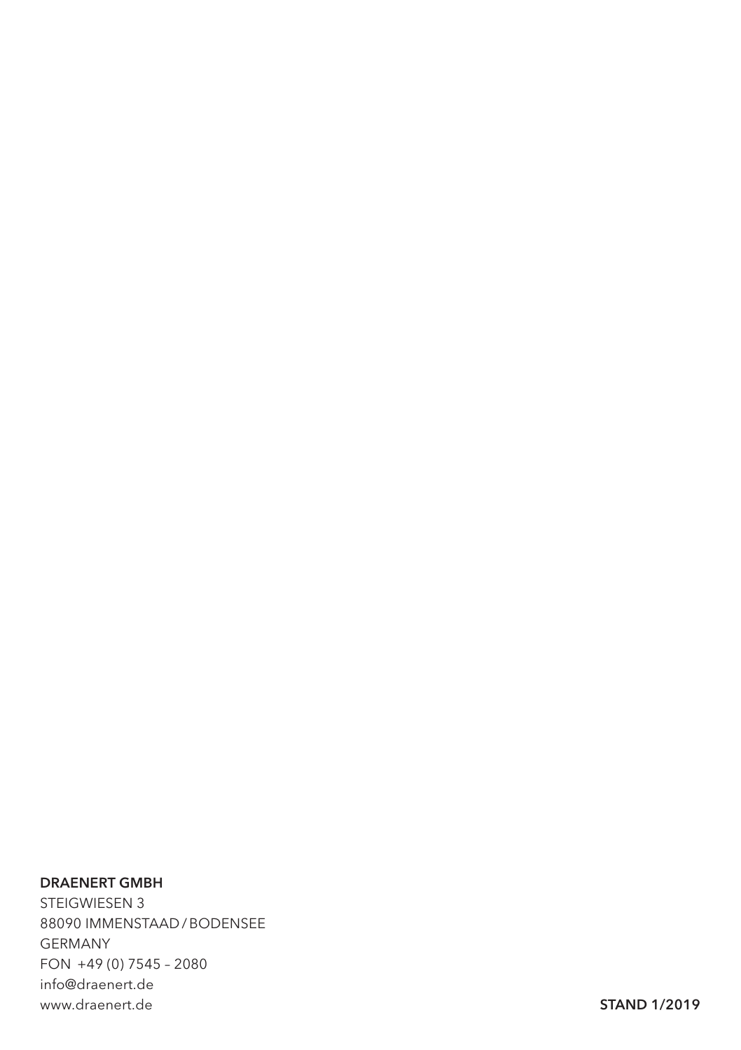**DRAENERT GMBH**
STEIGWIESEN 3
88090 IMMENSTAAD / BODENSEE
GERMANY
FON +49 (0) 7545 – 2080
info@draenert.de
www.draenert.de

**STAND 1/2019**